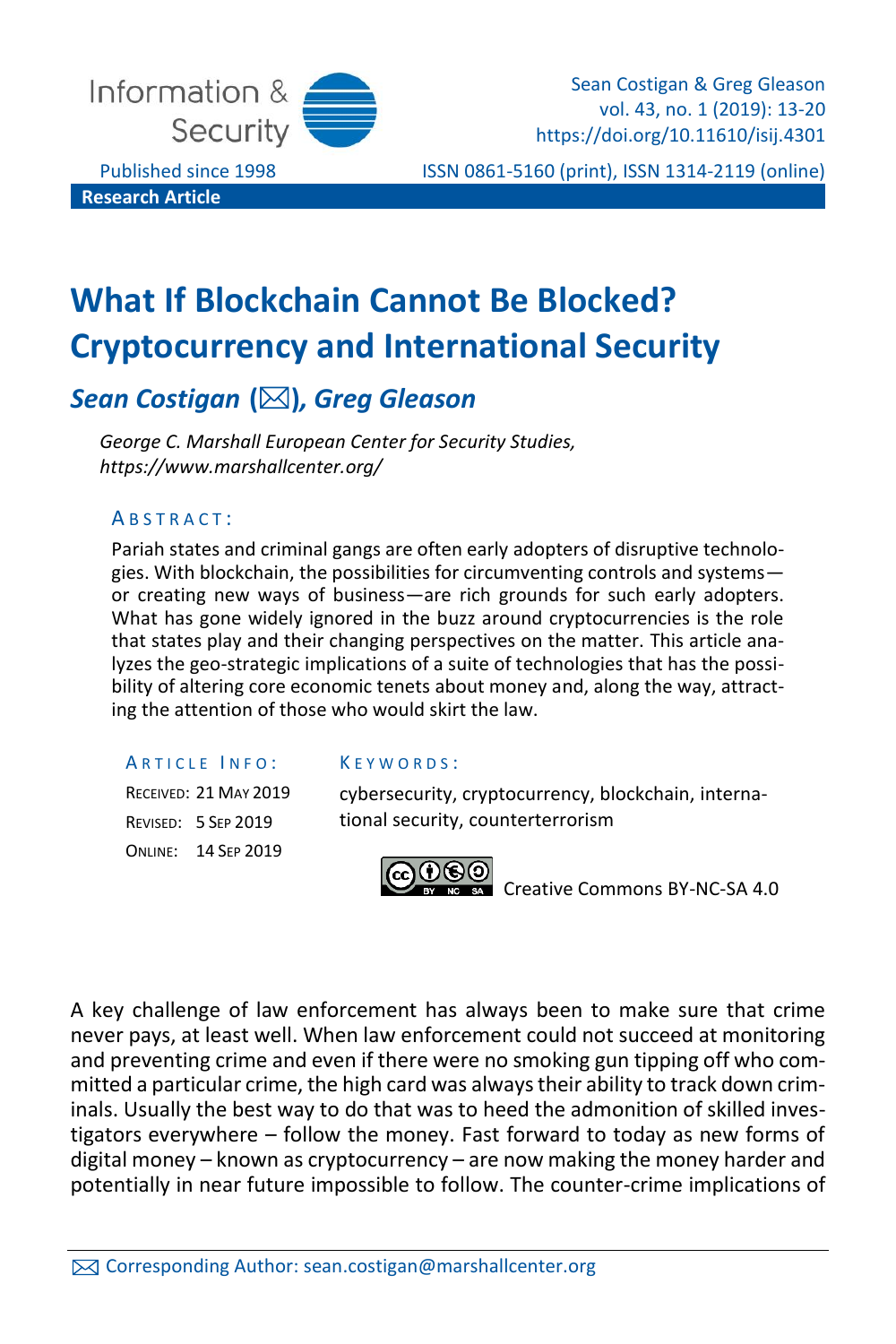Research Article

# What If Blockchain Cannot Be Blocked? Cryptocurrency and International Security

***Sean Costigan* (✉), *Greg Gleason***

*George C. Marshall European Center for Security Studies, https://www.marshallcenter.org/*

**ABSTRACT:**

Pariah states and criminal gangs are often early adopters of disruptive technologies. With blockchain, the possibilities for circumventing controls and systems—or creating new ways of business—are rich grounds for such early adopters. What has gone widely ignored in the buzz around cryptocurrencies is the role that states play and their changing perspectives on the matter. This article analyzes the geo-strategic implications of a suite of technologies that has the possibility of altering core economic tenets about money and, along the way, attracting the attention of those who would skirt the law.

**ARTICLE INFO:**

RECEIVED: 21 MAY 2019

REVISED: 5 SEP 2019

ONLINE: 14 SEP 2019

**KEYWORDS:**

cybersecurity, cryptocurrency, blockchain, international security, counterterrorism

Creative Commons BY-NC-SA 4.0

A key challenge of law enforcement has always been to make sure that crime never pays, at least well. When law enforcement could not succeed at monitoring and preventing crime and even if there were no smoking gun tipping off who committed a particular crime, the high card was always their ability to track down criminals. Usually the best way to do that was to heed the admonition of skilled investigators everywhere – follow the money. Fast forward to today as new forms of digital money – known as cryptocurrency – are now making the money harder and potentially in near future impossible to follow. The counter-crime implications of

✉ Corresponding Author: sean.costigan@marshallcenter.org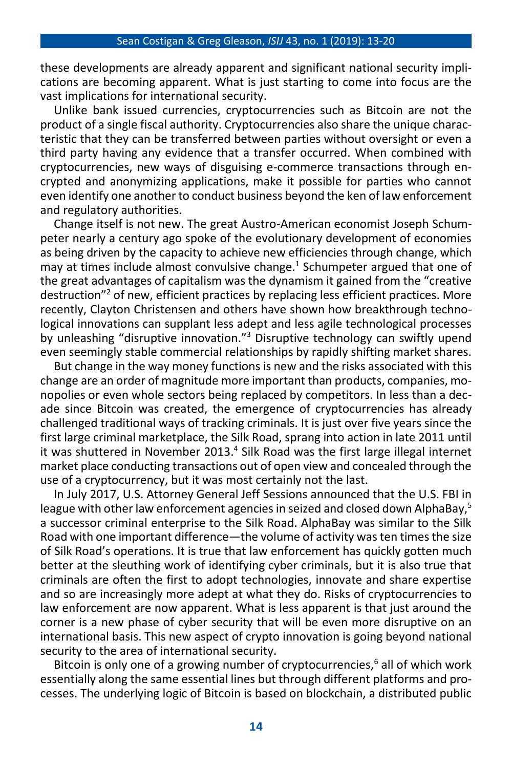these developments are already apparent and significant national security implications are becoming apparent. What is just starting to come into focus are the vast implications for international security.

Unlike bank issued currencies, cryptocurrencies such as Bitcoin are not the product of a single fiscal authority. Cryptocurrencies also share the unique characteristic that they can be transferred between parties without oversight or even a third party having any evidence that a transfer occurred. When combined with cryptocurrencies, new ways of disguising e-commerce transactions through encrypted and anonymizing applications, make it possible for parties who cannot even identify one another to conduct business beyond the ken of law enforcement and regulatory authorities.

Change itself is not new. The great Austro-American economist Joseph Schumpeter nearly a century ago spoke of the evolutionary development of economies as being driven by the capacity to achieve new efficiencies through change, which may at times include almost convulsive change.[1] Schumpeter argued that one of the great advantages of capitalism was the dynamism it gained from the "creative destruction"[2] of new, efficient practices by replacing less efficient practices. More recently, Clayton Christensen and others have shown how breakthrough technological innovations can supplant less adept and less agile technological processes by unleashing "disruptive innovation."[3] Disruptive technology can swiftly upend even seemingly stable commercial relationships by rapidly shifting market shares.

But change in the way money functions is new and the risks associated with this change are an order of magnitude more important than products, companies, monopolies or even whole sectors being replaced by competitors. In less than a decade since Bitcoin was created, the emergence of cryptocurrencies has already challenged traditional ways of tracking criminals. It is just over five years since the first large criminal marketplace, the Silk Road, sprang into action in late 2011 until it was shuttered in November 2013.[4] Silk Road was the first large illegal internet market place conducting transactions out of open view and concealed through the use of a cryptocurrency, but it was most certainly not the last.

In July 2017, U.S. Attorney General Jeff Sessions announced that the U.S. FBI in league with other law enforcement agencies in seized and closed down AlphaBay,[5] a successor criminal enterprise to the Silk Road. AlphaBay was similar to the Silk Road with one important difference—the volume of activity was ten times the size of Silk Road's operations. It is true that law enforcement has quickly gotten much better at the sleuthing work of identifying cyber criminals, but it is also true that criminals are often the first to adopt technologies, innovate and share expertise and so are increasingly more adept at what they do. Risks of cryptocurrencies to law enforcement are now apparent. What is less apparent is that just around the corner is a new phase of cyber security that will be even more disruptive on an international basis. This new aspect of crypto innovation is going beyond national security to the area of international security.

Bitcoin is only one of a growing number of cryptocurrencies,[6] all of which work essentially along the same essential lines but through different platforms and processes. The underlying logic of Bitcoin is based on blockchain, a distributed public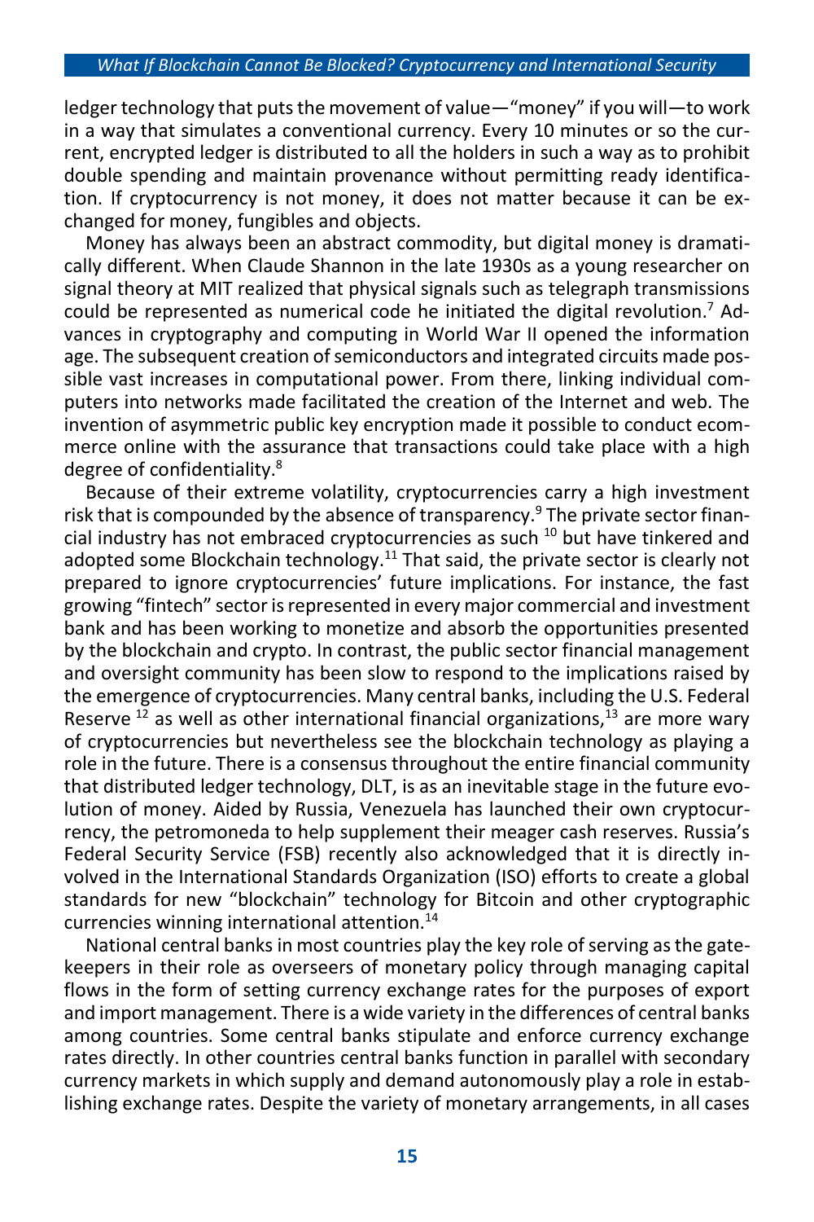ledger technology that puts the movement of value—"money" if you will—to work in a way that simulates a conventional currency. Every 10 minutes or so the current, encrypted ledger is distributed to all the holders in such a way as to prohibit double spending and maintain provenance without permitting ready identification. If cryptocurrency is not money, it does not matter because it can be exchanged for money, fungibles and objects.

Money has always been an abstract commodity, but digital money is dramatically different. When Claude Shannon in the late 1930s as a young researcher on signal theory at MIT realized that physical signals such as telegraph transmissions could be represented as numerical code he initiated the digital revolution.[7] Advances in cryptography and computing in World War II opened the information age. The subsequent creation of semiconductors and integrated circuits made possible vast increases in computational power. From there, linking individual computers into networks made facilitated the creation of the Internet and web. The invention of asymmetric public key encryption made it possible to conduct ecommerce online with the assurance that transactions could take place with a high degree of confidentiality.[8]

Because of their extreme volatility, cryptocurrencies carry a high investment risk that is compounded by the absence of transparency.[9] The private sector financial industry has not embraced cryptocurrencies as such [10] but have tinkered and adopted some Blockchain technology.[11] That said, the private sector is clearly not prepared to ignore cryptocurrencies' future implications. For instance, the fast growing "fintech" sector is represented in every major commercial and investment bank and has been working to monetize and absorb the opportunities presented by the blockchain and crypto. In contrast, the public sector financial management and oversight community has been slow to respond to the implications raised by the emergence of cryptocurrencies. Many central banks, including the U.S. Federal Reserve [12] as well as other international financial organizations,[13] are more wary of cryptocurrencies but nevertheless see the blockchain technology as playing a role in the future. There is a consensus throughout the entire financial community that distributed ledger technology, DLT, is as an inevitable stage in the future evolution of money. Aided by Russia, Venezuela has launched their own cryptocurrency, the petromoneda to help supplement their meager cash reserves. Russia's Federal Security Service (FSB) recently also acknowledged that it is directly involved in the International Standards Organization (ISO) efforts to create a global standards for new "blockchain" technology for Bitcoin and other cryptographic currencies winning international attention.[14]

National central banks in most countries play the key role of serving as the gatekeepers in their role as overseers of monetary policy through managing capital flows in the form of setting currency exchange rates for the purposes of export and import management. There is a wide variety in the differences of central banks among countries. Some central banks stipulate and enforce currency exchange rates directly. In other countries central banks function in parallel with secondary currency markets in which supply and demand autonomously play a role in establishing exchange rates. Despite the variety of monetary arrangements, in all cases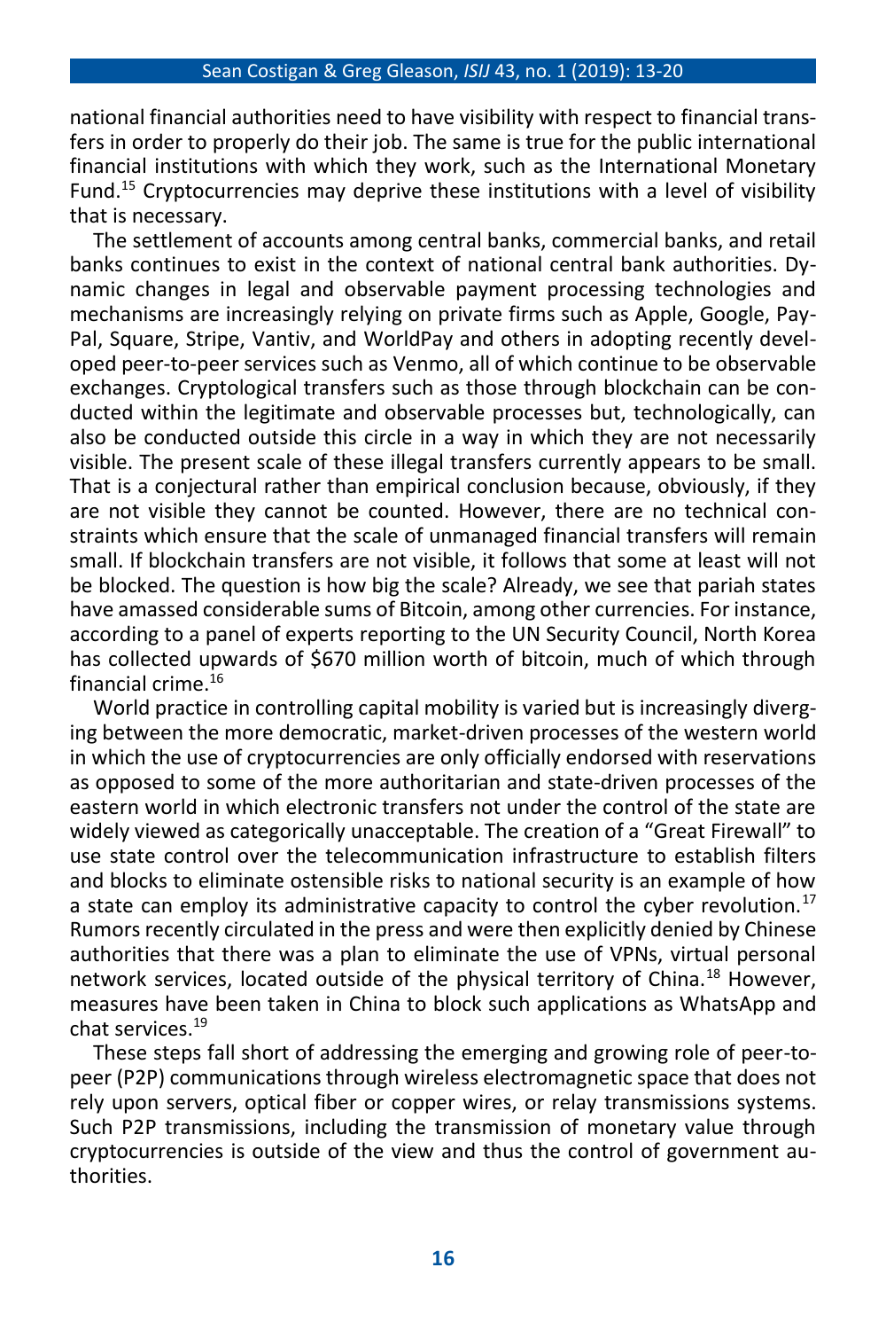national financial authorities need to have visibility with respect to financial transfers in order to properly do their job. The same is true for the public international financial institutions with which they work, such as the International Monetary Fund.[15] Cryptocurrencies may deprive these institutions with a level of visibility that is necessary.

The settlement of accounts among central banks, commercial banks, and retail banks continues to exist in the context of national central bank authorities. Dynamic changes in legal and observable payment processing technologies and mechanisms are increasingly relying on private firms such as Apple, Google, PayPal, Square, Stripe, Vantiv, and WorldPay and others in adopting recently developed peer-to-peer services such as Venmo, all of which continue to be observable exchanges. Cryptological transfers such as those through blockchain can be conducted within the legitimate and observable processes but, technologically, can also be conducted outside this circle in a way in which they are not necessarily visible. The present scale of these illegal transfers currently appears to be small. That is a conjectural rather than empirical conclusion because, obviously, if they are not visible they cannot be counted. However, there are no technical constraints which ensure that the scale of unmanaged financial transfers will remain small. If blockchain transfers are not visible, it follows that some at least will not be blocked. The question is how big the scale? Already, we see that pariah states have amassed considerable sums of Bitcoin, among other currencies. For instance, according to a panel of experts reporting to the UN Security Council, North Korea has collected upwards of $670 million worth of bitcoin, much of which through financial crime.[16]

World practice in controlling capital mobility is varied but is increasingly diverging between the more democratic, market-driven processes of the western world in which the use of cryptocurrencies are only officially endorsed with reservations as opposed to some of the more authoritarian and state-driven processes of the eastern world in which electronic transfers not under the control of the state are widely viewed as categorically unacceptable. The creation of a "Great Firewall" to use state control over the telecommunication infrastructure to establish filters and blocks to eliminate ostensible risks to national security is an example of how a state can employ its administrative capacity to control the cyber revolution.[17] Rumors recently circulated in the press and were then explicitly denied by Chinese authorities that there was a plan to eliminate the use of VPNs, virtual personal network services, located outside of the physical territory of China.[18] However, measures have been taken in China to block such applications as WhatsApp and chat services.[19]

These steps fall short of addressing the emerging and growing role of peer-to-peer (P2P) communications through wireless electromagnetic space that does not rely upon servers, optical fiber or copper wires, or relay transmissions systems. Such P2P transmissions, including the transmission of monetary value through cryptocurrencies is outside of the view and thus the control of government authorities.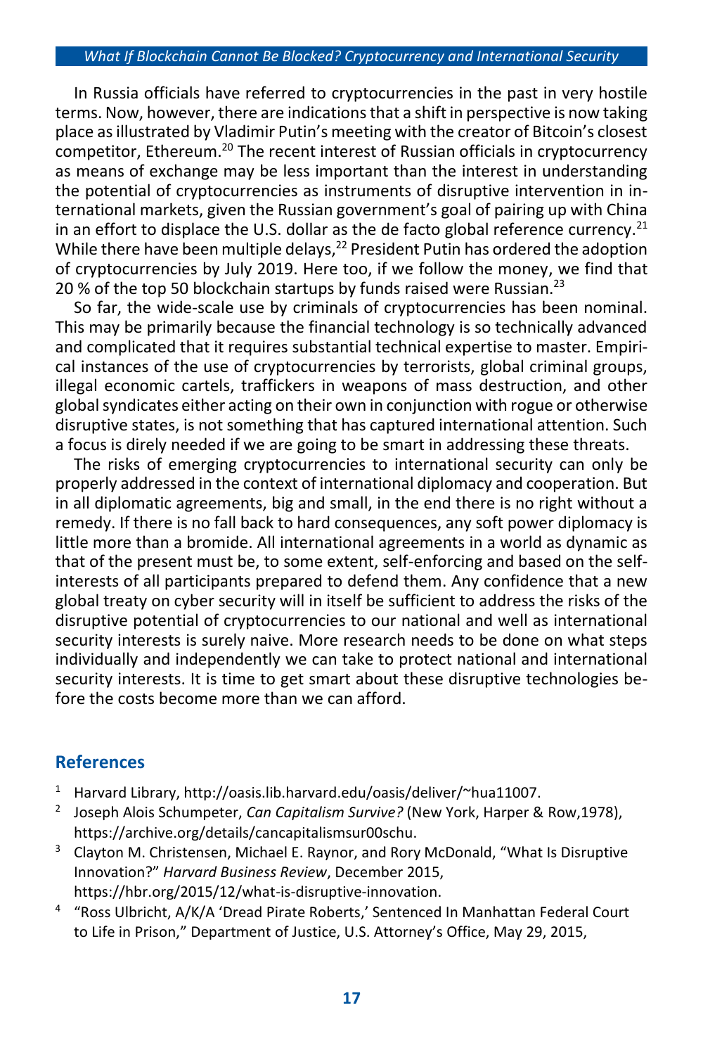In Russia officials have referred to cryptocurrencies in the past in very hostile terms. Now, however, there are indications that a shift in perspective is now taking place as illustrated by Vladimir Putin's meeting with the creator of Bitcoin's closest competitor, Ethereum.[20] The recent interest of Russian officials in cryptocurrency as means of exchange may be less important than the interest in understanding the potential of cryptocurrencies as instruments of disruptive intervention in international markets, given the Russian government's goal of pairing up with China in an effort to displace the U.S. dollar as the de facto global reference currency.[21] While there have been multiple delays,[22] President Putin has ordered the adoption of cryptocurrencies by July 2019. Here too, if we follow the money, we find that 20 % of the top 50 blockchain startups by funds raised were Russian.[23]

So far, the wide-scale use by criminals of cryptocurrencies has been nominal. This may be primarily because the financial technology is so technically advanced and complicated that it requires substantial technical expertise to master. Empirical instances of the use of cryptocurrencies by terrorists, global criminal groups, illegal economic cartels, traffickers in weapons of mass destruction, and other global syndicates either acting on their own in conjunction with rogue or otherwise disruptive states, is not something that has captured international attention. Such a focus is direly needed if we are going to be smart in addressing these threats.

The risks of emerging cryptocurrencies to international security can only be properly addressed in the context of international diplomacy and cooperation. But in all diplomatic agreements, big and small, in the end there is no right without a remedy. If there is no fall back to hard consequences, any soft power diplomacy is little more than a bromide. All international agreements in a world as dynamic as that of the present must be, to some extent, self-enforcing and based on the self-interests of all participants prepared to defend them. Any confidence that a new global treaty on cyber security will in itself be sufficient to address the risks of the disruptive potential of cryptocurrencies to our national and well as international security interests is surely naive. More research needs to be done on what steps individually and independently we can take to protect national and international security interests. It is time to get smart about these disruptive technologies before the costs become more than we can afford.

## References

1. Harvard Library, http://oasis.lib.harvard.edu/oasis/deliver/~hua11007.
2. Joseph Alois Schumpeter, *Can Capitalism Survive?* (New York, Harper & Row,1978), https://archive.org/details/cancapitalismsur00schu.
3. Clayton M. Christensen, Michael E. Raynor, and Rory McDonald, "What Is Disruptive Innovation?" *Harvard Business Review*, December 2015, https://hbr.org/2015/12/what-is-disruptive-innovation.
4. "Ross Ulbricht, A/K/A 'Dread Pirate Roberts,' Sentenced In Manhattan Federal Court to Life in Prison," Department of Justice, U.S. Attorney's Office, May 29, 2015,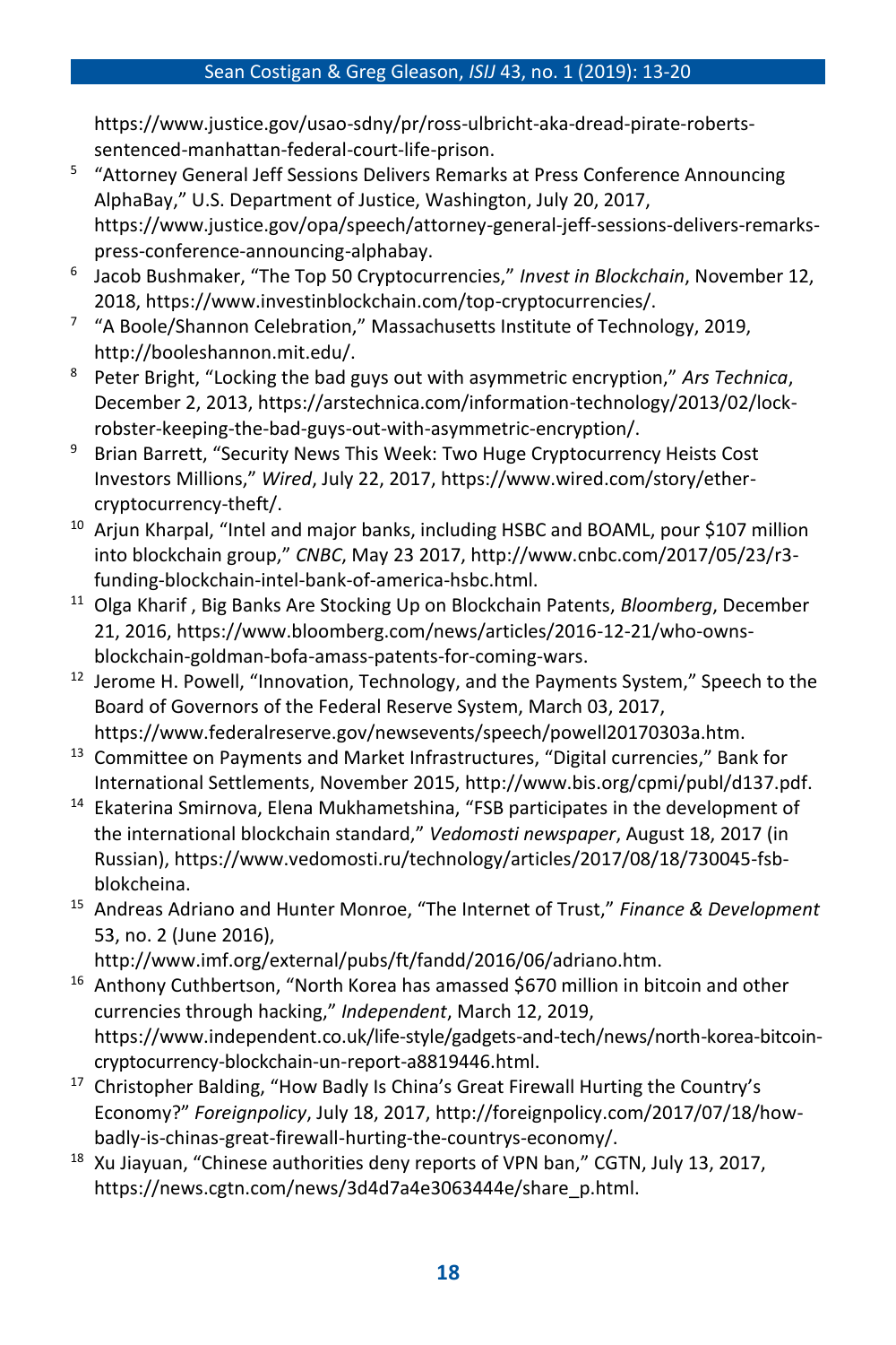https://www.justice.gov/usao-sdny/pr/ross-ulbricht-aka-dread-pirate-roberts-sentenced-manhattan-federal-court-life-prison.

5. "Attorney General Jeff Sessions Delivers Remarks at Press Conference Announcing AlphaBay," U.S. Department of Justice, Washington, July 20, 2017, https://www.justice.gov/opa/speech/attorney-general-jeff-sessions-delivers-remarks-press-conference-announcing-alphabay.
6. Jacob Bushmaker, "The Top 50 Cryptocurrencies," *Invest in Blockchain*, November 12, 2018, https://www.investinblockchain.com/top-cryptocurrencies/.
7. "A Boole/Shannon Celebration," Massachusetts Institute of Technology, 2019, http://booleshannon.mit.edu/.
8. Peter Bright, "Locking the bad guys out with asymmetric encryption," *Ars Technica*, December 2, 2013, https://arstechnica.com/information-technology/2013/02/lock-robster-keeping-the-bad-guys-out-with-asymmetric-encryption/.
9. Brian Barrett, "Security News This Week: Two Huge Cryptocurrency Heists Cost Investors Millions," *Wired*, July 22, 2017, https://www.wired.com/story/ether-cryptocurrency-theft/.
10. Arjun Kharpal, "Intel and major banks, including HSBC and BOAML, pour $107 million into blockchain group," *CNBC*, May 23 2017, http://www.cnbc.com/2017/05/23/r3-funding-blockchain-intel-bank-of-america-hsbc.html.
11. Olga Kharif , Big Banks Are Stocking Up on Blockchain Patents, *Bloomberg*, December 21, 2016, https://www.bloomberg.com/news/articles/2016-12-21/who-owns-blockchain-goldman-bofa-amass-patents-for-coming-wars.
12. Jerome H. Powell, "Innovation, Technology, and the Payments System," Speech to the Board of Governors of the Federal Reserve System, March 03, 2017, https://www.federalreserve.gov/newsevents/speech/powell20170303a.htm.
13. Committee on Payments and Market Infrastructures, "Digital currencies," Bank for International Settlements, November 2015, http://www.bis.org/cpmi/publ/d137.pdf.
14. Ekaterina Smirnova, Elena Mukhametshina, "FSB participates in the development of the international blockchain standard," *Vedomosti newspaper*, August 18, 2017 (in Russian), https://www.vedomosti.ru/technology/articles/2017/08/18/730045-fsb-blokcheina.
15. Andreas Adriano and Hunter Monroe, "The Internet of Trust," *Finance & Development* 53, no. 2 (June 2016), http://www.imf.org/external/pubs/ft/fandd/2016/06/adriano.htm.
16. Anthony Cuthbertson, "North Korea has amassed $670 million in bitcoin and other currencies through hacking," *Independent*, March 12, 2019, https://www.independent.co.uk/life-style/gadgets-and-tech/news/north-korea-bitcoin-cryptocurrency-blockchain-un-report-a8819446.html.
17. Christopher Balding, "How Badly Is China's Great Firewall Hurting the Country's Economy?" *Foreignpolicy*, July 18, 2017, http://foreignpolicy.com/2017/07/18/how-badly-is-chinas-great-firewall-hurting-the-countrys-economy/.
18. Xu Jiayuan, "Chinese authorities deny reports of VPN ban," CGTN, July 13, 2017, https://news.cgtn.com/news/3d4d7a4e3063444e/share_p.html.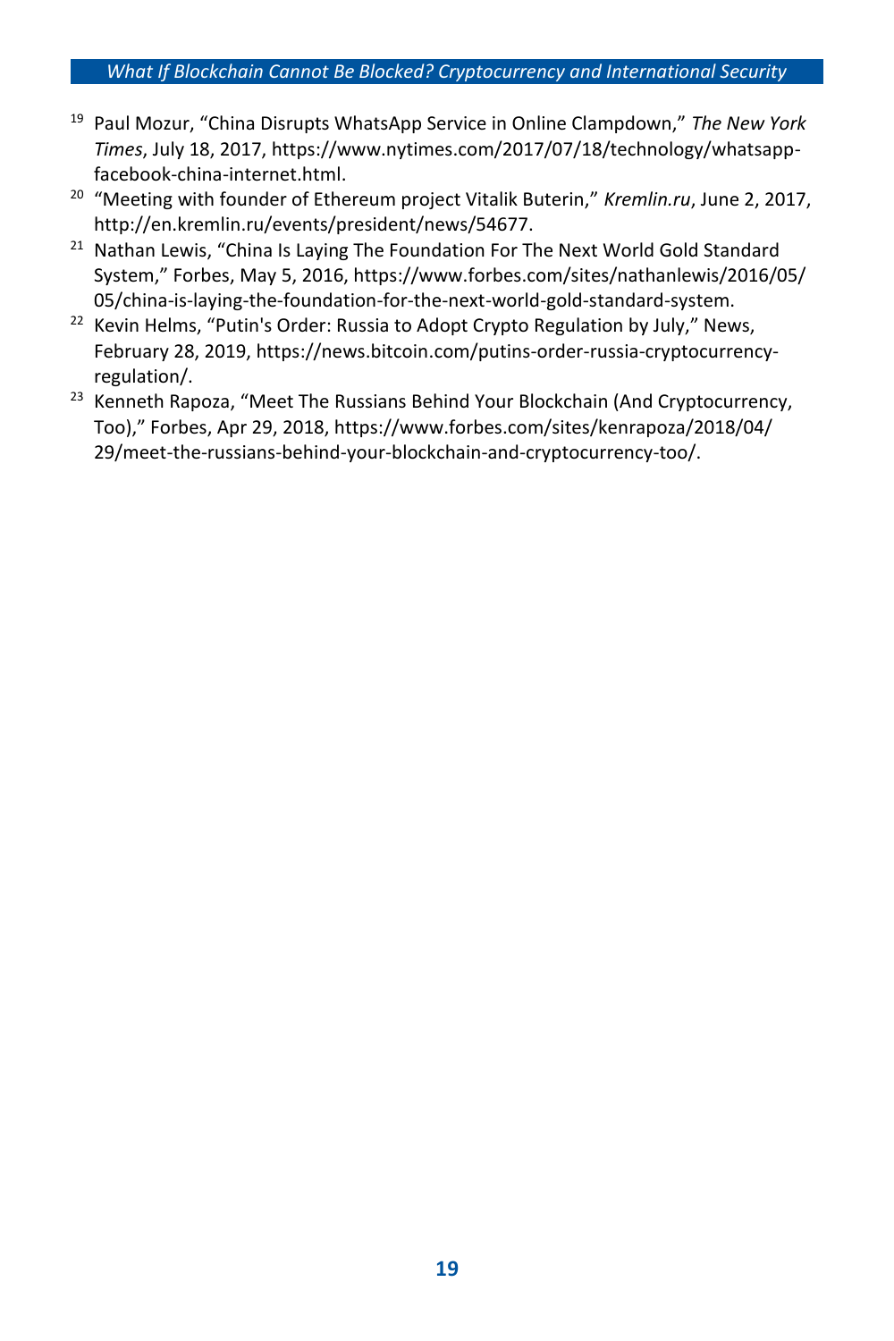[19] Paul Mozur, “China Disrupts WhatsApp Service in Online Clampdown,” *The New York Times*, July 18, 2017, https://www.nytimes.com/2017/07/18/technology/whatsapp-facebook-china-internet.html.

[20] “Meeting with founder of Ethereum project Vitalik Buterin,” *Kremlin.ru*, June 2, 2017, http://en.kremlin.ru/events/president/news/54677.

[21] Nathan Lewis, “China Is Laying The Foundation For The Next World Gold Standard System,” Forbes, May 5, 2016, https://www.forbes.com/sites/nathanlewis/2016/05/05/china-is-laying-the-foundation-for-the-next-world-gold-standard-system.

[22] Kevin Helms, “Putin's Order: Russia to Adopt Crypto Regulation by July,” News, February 28, 2019, https://news.bitcoin.com/putins-order-russia-cryptocurrency-regulation/.

[23] Kenneth Rapoza, “Meet The Russians Behind Your Blockchain (And Cryptocurrency, Too),” Forbes, Apr 29, 2018, https://www.forbes.com/sites/kenrapoza/2018/04/29/meet-the-russians-behind-your-blockchain-and-cryptocurrency-too/.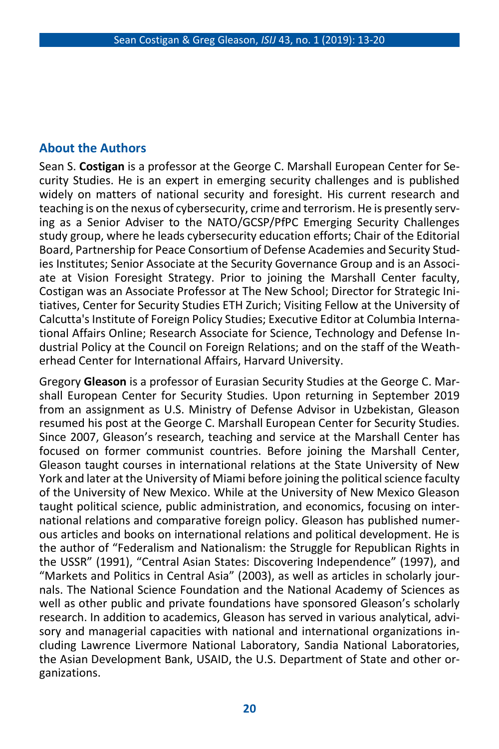## About the Authors

Sean S. **Costigan** is a professor at the George C. Marshall European Center for Security Studies. He is an expert in emerging security challenges and is published widely on matters of national security and foresight. His current research and teaching is on the nexus of cybersecurity, crime and terrorism. He is presently serving as a Senior Adviser to the NATO/GCSP/PfPC Emerging Security Challenges study group, where he leads cybersecurity education efforts; Chair of the Editorial Board, Partnership for Peace Consortium of Defense Academies and Security Studies Institutes; Senior Associate at the Security Governance Group and is an Associate at Vision Foresight Strategy. Prior to joining the Marshall Center faculty, Costigan was an Associate Professor at The New School; Director for Strategic Initiatives, Center for Security Studies ETH Zurich; Visiting Fellow at the University of Calcutta's Institute of Foreign Policy Studies; Executive Editor at Columbia International Affairs Online; Research Associate for Science, Technology and Defense Industrial Policy at the Council on Foreign Relations; and on the staff of the Weatherhead Center for International Affairs, Harvard University.

Gregory **Gleason** is a professor of Eurasian Security Studies at the George C. Marshall European Center for Security Studies. Upon returning in September 2019 from an assignment as U.S. Ministry of Defense Advisor in Uzbekistan, Gleason resumed his post at the George C. Marshall European Center for Security Studies. Since 2007, Gleason's research, teaching and service at the Marshall Center has focused on former communist countries. Before joining the Marshall Center, Gleason taught courses in international relations at the State University of New York and later at the University of Miami before joining the political science faculty of the University of New Mexico. While at the University of New Mexico Gleason taught political science, public administration, and economics, focusing on international relations and comparative foreign policy. Gleason has published numerous articles and books on international relations and political development. He is the author of "Federalism and Nationalism: the Struggle for Republican Rights in the USSR" (1991), "Central Asian States: Discovering Independence" (1997), and "Markets and Politics in Central Asia" (2003), as well as articles in scholarly journals. The National Science Foundation and the National Academy of Sciences as well as other public and private foundations have sponsored Gleason's scholarly research. In addition to academics, Gleason has served in various analytical, advisory and managerial capacities with national and international organizations including Lawrence Livermore National Laboratory, Sandia National Laboratories, the Asian Development Bank, USAID, the U.S. Department of State and other organizations.